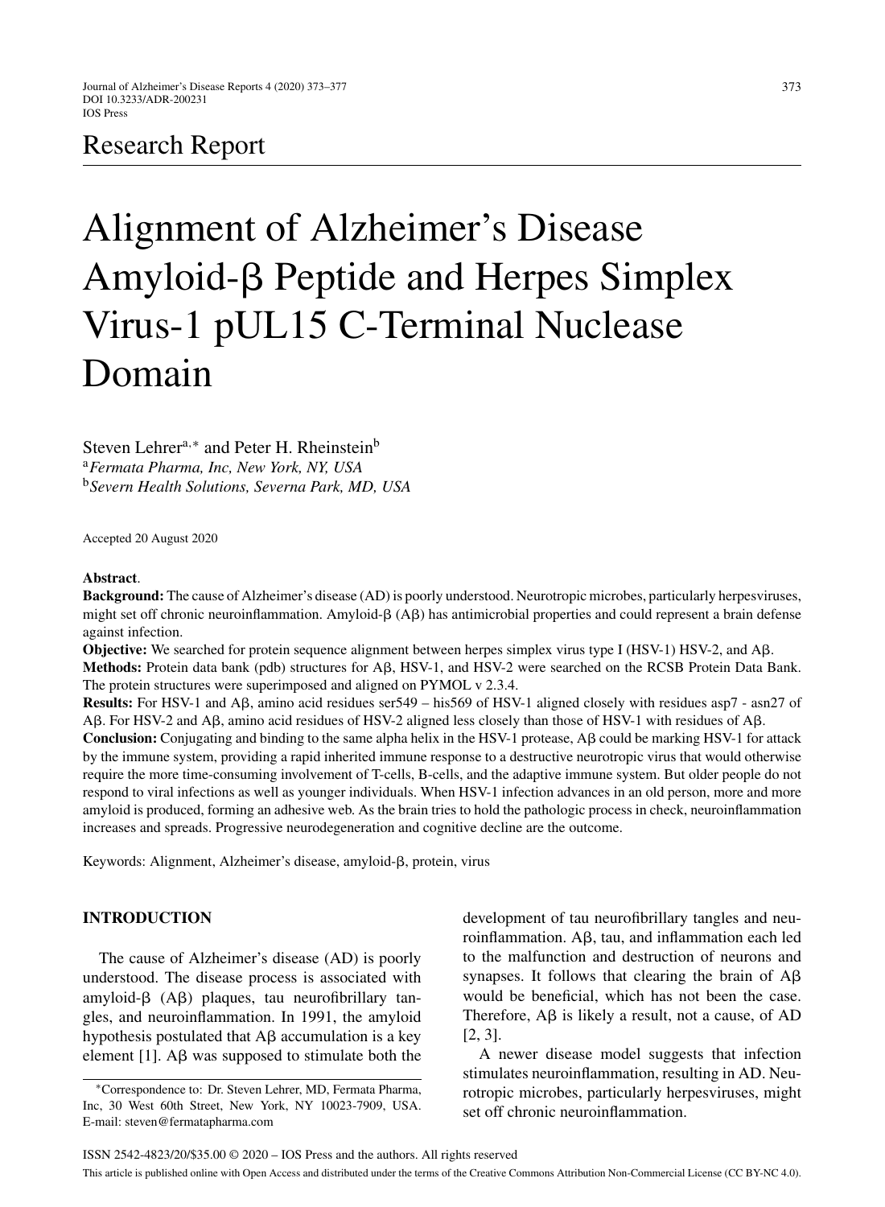Research Report

# Alignment of Alzheimer's Disease Amyloid-β Peptide and Herpes Simplex Virus-1 pUL15 C-Terminal Nuclease Domain

Steven Lehrer[a,*] and Peter H. Rheinstein[b]

[a] *Fermata Pharma, Inc, New York, NY, USA*

[b] *Severn Health Solutions, Severna Park, MD, USA*

Accepted 20 August 2020

**Abstract**.

**Background:** The cause of Alzheimer's disease (AD) is poorly understood. Neurotropic microbes, particularly herpesviruses, might set off chronic neuroinflammation. Amyloid-β (Aβ) has antimicrobial properties and could represent a brain defense against infection.

**Objective:** We searched for protein sequence alignment between herpes simplex virus type I (HSV-1) HSV-2, and Aβ.

**Methods:** Protein data bank (pdb) structures for Aβ, HSV-1, and HSV-2 were searched on the RCSB Protein Data Bank. The protein structures were superimposed and aligned on PYMOL v 2.3.4.

**Results:** For HSV-1 and Aβ, amino acid residues ser549 – his569 of HSV-1 aligned closely with residues asp7 - asn27 of Aβ. For HSV-2 and Aβ, amino acid residues of HSV-2 aligned less closely than those of HSV-1 with residues of Aβ.

**Conclusion:** Conjugating and binding to the same alpha helix in the HSV-1 protease, Aβ could be marking HSV-1 for attack by the immune system, providing a rapid inherited immune response to a destructive neurotropic virus that would otherwise require the more time-consuming involvement of T-cells, B-cells, and the adaptive immune system. But older people do not respond to viral infections as well as younger individuals. When HSV-1 infection advances in an old person, more and more amyloid is produced, forming an adhesive web. As the brain tries to hold the pathologic process in check, neuroinflammation increases and spreads. Progressive neurodegeneration and cognitive decline are the outcome.

Keywords: Alignment, Alzheimer's disease, amyloid-β, protein, virus

## INTRODUCTION

The cause of Alzheimer's disease (AD) is poorly understood. The disease process is associated with amyloid-β (Aβ) plaques, tau neurofibrillary tangles, and neuroinflammation. In 1991, the amyloid hypothesis postulated that Aβ accumulation is a key element [1]. Aβ was supposed to stimulate both the development of tau neurofibrillary tangles and neuroinflammation. Aβ, tau, and inflammation each led to the malfunction and destruction of neurons and synapses. It follows that clearing the brain of Aβ would be beneficial, which has not been the case. Therefore, Aβ is likely a result, not a cause, of AD [2, 3].

A newer disease model suggests that infection stimulates neuroinflammation, resulting in AD. Neurotropic microbes, particularly herpesviruses, might set off chronic neuroinflammation.

*Correspondence to: Dr. Steven Lehrer, MD, Fermata Pharma, Inc, 30 West 60th Street, New York, NY 10023-7909, USA. E-mail: steven@fermatapharma.com

ISSN 2542-4823/20/$35.00 © 2020 – IOS Press and the authors. All rights reserved

This article is published online with Open Access and distributed under the terms of the Creative Commons Attribution Non-Commercial License (CC BY-NC 4.0).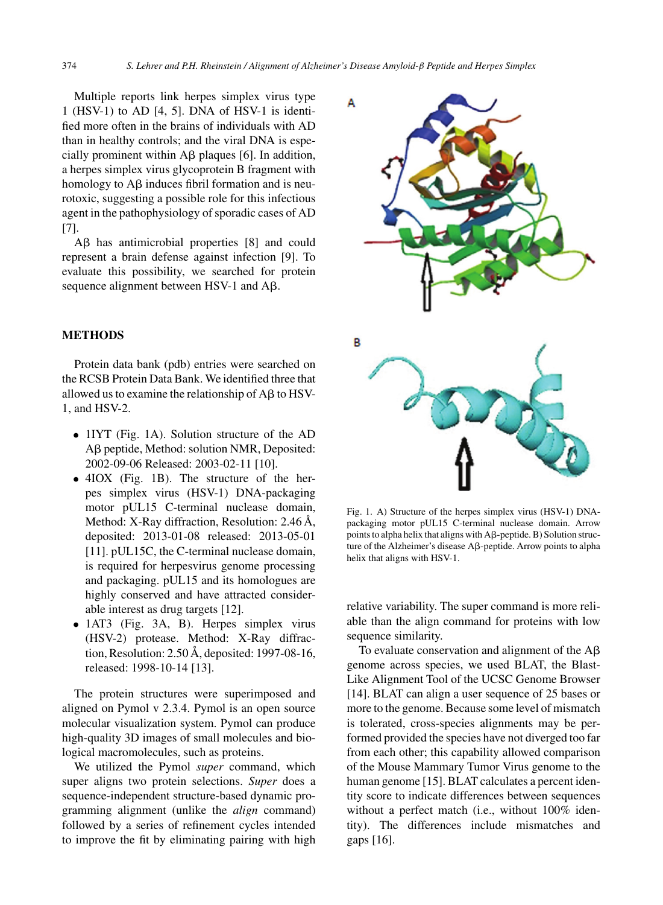Multiple reports link herpes simplex virus type 1 (HSV-1) to AD [4, 5]. DNA of HSV-1 is identified more often in the brains of individuals with AD than in healthy controls; and the viral DNA is especially prominent within Aβ plaques [6]. In addition, a herpes simplex virus glycoprotein B fragment with homology to Aβ induces fibril formation and is neurotoxic, suggesting a possible role for this infectious agent in the pathophysiology of sporadic cases of AD [7].

Aβ has antimicrobial properties [8] and could represent a brain defense against infection [9]. To evaluate this possibility, we searched for protein sequence alignment between HSV-1 and Aβ.

## METHODS

Protein data bank (pdb) entries were searched on the RCSB Protein Data Bank. We identified three that allowed us to examine the relationship of Aβ to HSV-1, and HSV-2.

- 1IYT (Fig. 1A). Solution structure of the AD Aβ peptide, Method: solution NMR, Deposited: 2002-09-06 Released: 2003-02-11 [10].
- 4IOX (Fig. 1B). The structure of the herpes simplex virus (HSV-1) DNA-packaging motor pUL15 C-terminal nuclease domain, Method: X-Ray diffraction, Resolution: 2.46 Å, deposited: 2013-01-08 released: 2013-05-01 [11]. pUL15C, the C-terminal nuclease domain, is required for herpesvirus genome processing and packaging. pUL15 and its homologues are highly conserved and have attracted considerable interest as drug targets [12].
- 1AT3 (Fig. 3A, B). Herpes simplex virus (HSV-2) protease. Method: X-Ray diffraction, Resolution: 2.50 Å, deposited: 1997-08-16, released: 1998-10-14 [13].

The protein structures were superimposed and aligned on Pymol v 2.3.4. Pymol is an open source molecular visualization system. Pymol can produce high-quality 3D images of small molecules and biological macromolecules, such as proteins.

We utilized the Pymol *super* command, which super aligns two protein selections. *Super* does a sequence-independent structure-based dynamic programming alignment (unlike the *align* command) followed by a series of refinement cycles intended to improve the fit by eliminating pairing with high relative variability. The super command is more reliable than the align command for proteins with low sequence similarity.

Fig. 1. A) Structure of the herpes simplex virus (HSV-1) DNA-packaging motor pUL15 C-terminal nuclease domain. Arrow points to alpha helix that aligns with Aβ-peptide. B) Solution structure of the Alzheimer's disease Aβ-peptide. Arrow points to alpha helix that aligns with HSV-1.

To evaluate conservation and alignment of the Aβ genome across species, we used BLAT, the Blast-Like Alignment Tool of the UCSC Genome Browser [14]. BLAT can align a user sequence of 25 bases or more to the genome. Because some level of mismatch is tolerated, cross-species alignments may be performed provided the species have not diverged too far from each other; this capability allowed comparison of the Mouse Mammary Tumor Virus genome to the human genome [15]. BLAT calculates a percent identity score to indicate differences between sequences without a perfect match (i.e., without 100% identity). The differences include mismatches and gaps [16].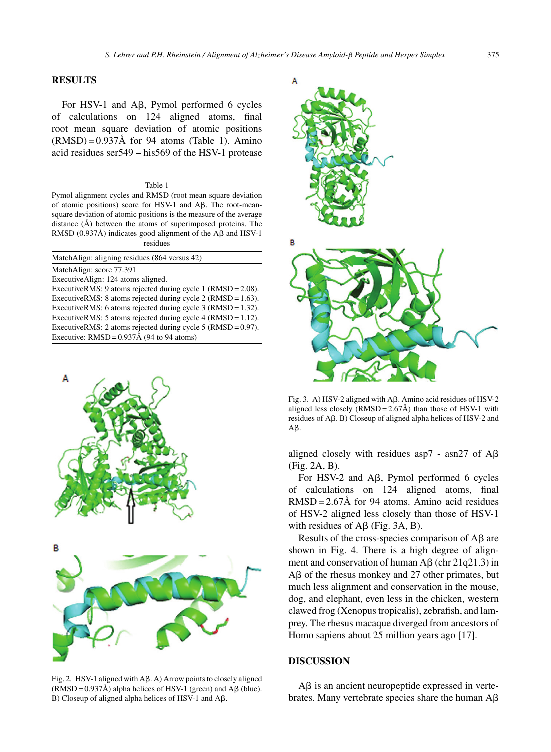## RESULTS

For HSV-1 and Aβ, Pymol performed 6 cycles of calculations on 124 aligned atoms, final root mean square deviation of atomic positions (RMSD) = 0.937Å for 94 atoms (Table 1). Amino acid residues ser549 – his569 of the HSV-1 protease aligned closely with residues asp7 - asn27 of Aβ (Fig. 2A, B).

Table 1
Pymol alignment cycles and RMSD (root mean square deviation of atomic positions) score for HSV-1 and Aβ. The root-mean-square deviation of atomic positions is the measure of the average distance (Å) between the atoms of superimposed proteins. The RMSD (0.937Å) indicates good alignment of the Aβ and HSV-1 residues

| MatchAlign: aligning residues (864 versus 42) |
|---|
| MatchAlign: score 77.391 |
| ExecutiveAlign: 124 atoms aligned. |
| ExecutiveRMS: 9 atoms rejected during cycle 1 (RMSD = 2.08). |
| ExecutiveRMS: 8 atoms rejected during cycle 2 (RMSD = 1.63). |
| ExecutiveRMS: 6 atoms rejected during cycle 3 (RMSD = 1.32). |
| ExecutiveRMS: 5 atoms rejected during cycle 4 (RMSD = 1.12). |
| ExecutiveRMS: 2 atoms rejected during cycle 5 (RMSD = 0.97). |
| Executive: RMSD = 0.937Å (94 to 94 atoms) |

Fig. 2. HSV-1 aligned with Aβ. A) Arrow points to closely aligned (RMSD = 0.937Å) alpha helices of HSV-1 (green) and Aβ (blue). B) Closeup of aligned alpha helices of HSV-1 and Aβ.

Fig. 3. A) HSV-2 aligned with Aβ. Amino acid residues of HSV-2 aligned less closely (RMSD = 2.67Å) than those of HSV-1 with residues of Aβ. B) Closeup of aligned alpha helices of HSV-2 and Aβ.

For HSV-2 and Aβ, Pymol performed 6 cycles of calculations on 124 aligned atoms, final RMSD = 2.67Å for 94 atoms. Amino acid residues of HSV-2 aligned less closely than those of HSV-1 with residues of Aβ (Fig. 3A, B).

Results of the cross-species comparison of Aβ are shown in Fig. 4. There is a high degree of alignment and conservation of human Aβ (chr 21q21.3) in Aβ of the rhesus monkey and 27 other primates, but much less alignment and conservation in the mouse, dog, and elephant, even less in the chicken, western clawed frog (Xenopus tropicalis), zebrafish, and lamprey. The rhesus macaque diverged from ancestors of Homo sapiens about 25 million years ago [17].

## DISCUSSION

Aβ is an ancient neuropeptide expressed in vertebrates. Many vertebrate species share the human Aβ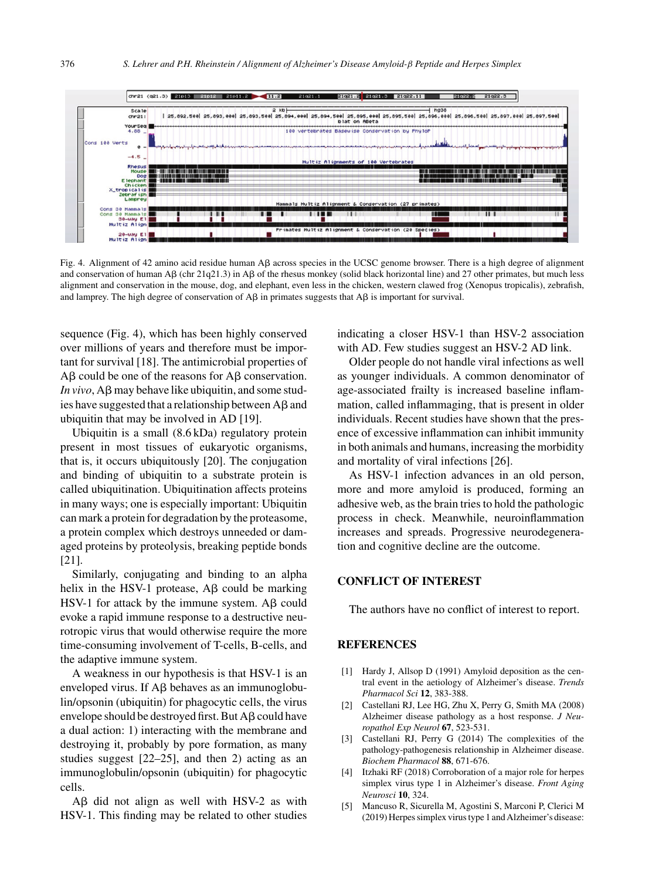Fig. 4. Alignment of 42 amino acid residue human Aβ across species in the UCSC genome browser. There is a high degree of alignment and conservation of human Aβ (chr 21q21.3) in Aβ of the rhesus monkey (solid black horizontal line) and 27 other primates, but much less alignment and conservation in the mouse, dog, and elephant, even less in the chicken, western clawed frog (Xenopus tropicalis), zebrafish, and lamprey. The high degree of conservation of Aβ in primates suggests that Aβ is important for survival.

sequence (Fig. 4), which has been highly conserved over millions of years and therefore must be important for survival [18]. The antimicrobial properties of Aβ could be one of the reasons for Aβ conservation. *In vivo*, Aβ may behave like ubiquitin, and some studies have suggested that a relationship between Aβ and ubiquitin that may be involved in AD [19].

Ubiquitin is a small (8.6 kDa) regulatory protein present in most tissues of eukaryotic organisms, that is, it occurs ubiquitously [20]. The conjugation and binding of ubiquitin to a substrate protein is called ubiquitination. Ubiquitination affects proteins in many ways; one is especially important: Ubiquitin can mark a protein for degradation by the proteasome, a protein complex which destroys unneeded or damaged proteins by proteolysis, breaking peptide bonds [21].

Similarly, conjugating and binding to an alpha helix in the HSV-1 protease, Aβ could be marking HSV-1 for attack by the immune system. Aβ could evoke a rapid immune response to a destructive neurotropic virus that would otherwise require the more time-consuming involvement of T-cells, B-cells, and the adaptive immune system.

A weakness in our hypothesis is that HSV-1 is an enveloped virus. If Aβ behaves as an immunoglobulin/opsonin (ubiquitin) for phagocytic cells, the virus envelope should be destroyed first. But Aβ could have a dual action: 1) interacting with the membrane and destroying it, probably by pore formation, as many studies suggest [22–25], and then 2) acting as an immunoglobulin/opsonin (ubiquitin) for phagocytic cells.

Aβ did not align as well with HSV-2 as with HSV-1. This finding may be related to other studies indicating a closer HSV-1 than HSV-2 association with AD. Few studies suggest an HSV-2 AD link.

Older people do not handle viral infections as well as younger individuals. A common denominator of age-associated frailty is increased baseline inflammation, called inflammaging, that is present in older individuals. Recent studies have shown that the presence of excessive inflammation can inhibit immunity in both animals and humans, increasing the morbidity and mortality of viral infections [26].

As HSV-1 infection advances in an old person, more and more amyloid is produced, forming an adhesive web, as the brain tries to hold the pathologic process in check. Meanwhile, neuroinflammation increases and spreads. Progressive neurodegeneration and cognitive decline are the outcome.

## CONFLICT OF INTEREST

The authors have no conflict of interest to report.

## REFERENCES

[1] Hardy J, Allsop D (1991) Amyloid deposition as the central event in the aetiology of Alzheimer's disease. *Trends Pharmacol Sci* **12**, 383-388.

[2] Castellani RJ, Lee HG, Zhu X, Perry G, Smith MA (2008) Alzheimer disease pathology as a host response. *J Neuropathol Exp Neurol* **67**, 523-531.

[3] Castellani RJ, Perry G (2014) The complexities of the pathology-pathogenesis relationship in Alzheimer disease. *Biochem Pharmacol* **88**, 671-676.

[4] Itzhaki RF (2018) Corroboration of a major role for herpes simplex virus type 1 in Alzheimer's disease. *Front Aging Neurosci* **10**, 324.

[5] Mancuso R, Sicurella M, Agostini S, Marconi P, Clerici M (2019) Herpes simplex virus type 1 and Alzheimer's disease: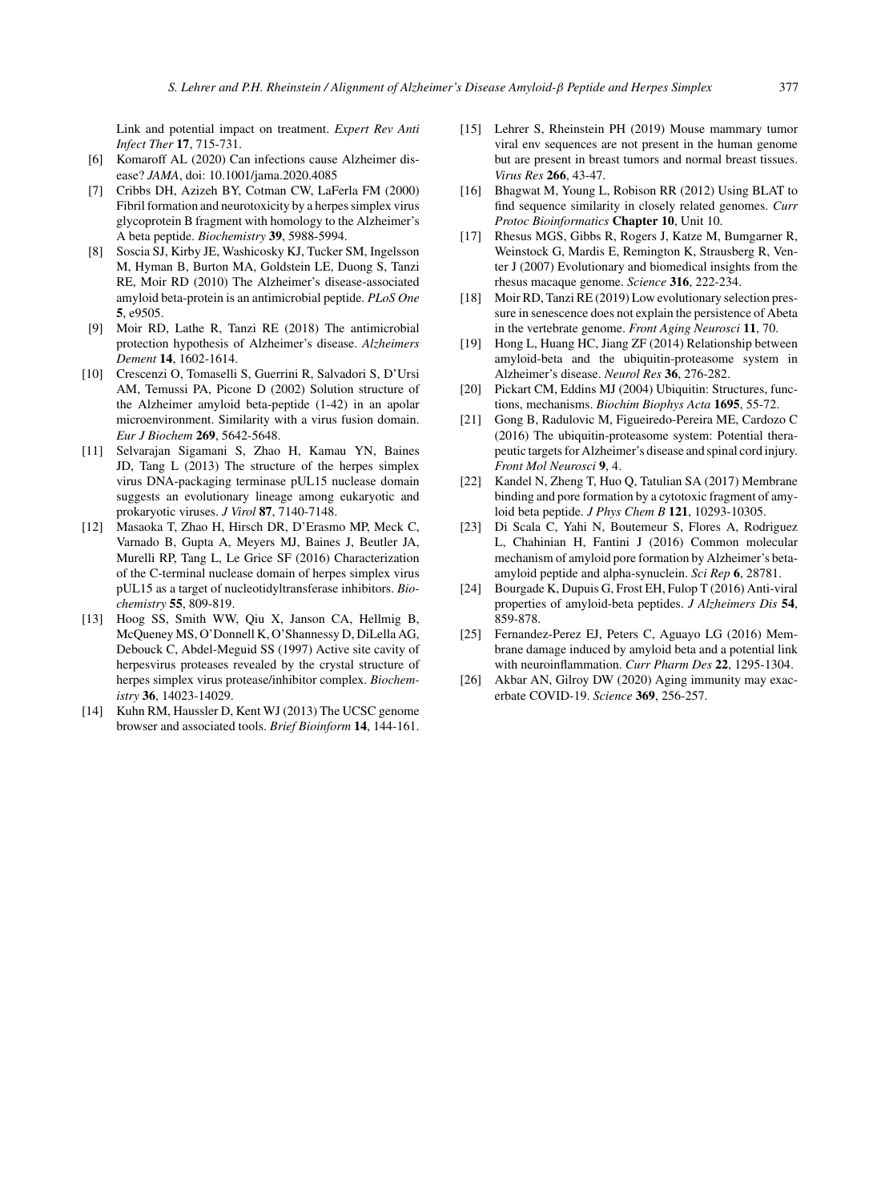Link and potential impact on treatment. *Expert Rev Anti Infect Ther* **17**, 715-731.

[6] Komaroff AL (2020) Can infections cause Alzheimer disease? *JAMA*, doi: 10.1001/jama.2020.4085

[7] Cribbs DH, Azizeh BY, Cotman CW, LaFerla FM (2000) Fibril formation and neurotoxicity by a herpes simplex virus glycoprotein B fragment with homology to the Alzheimer's A beta peptide. *Biochemistry* **39**, 5988-5994.

[8] Soscia SJ, Kirby JE, Washicosky KJ, Tucker SM, Ingelsson M, Hyman B, Burton MA, Goldstein LE, Duong S, Tanzi RE, Moir RD (2010) The Alzheimer's disease-associated amyloid beta-protein is an antimicrobial peptide. *PLoS One* **5**, e9505.

[9] Moir RD, Lathe R, Tanzi RE (2018) The antimicrobial protection hypothesis of Alzheimer's disease. *Alzheimers Dement* **14**, 1602-1614.

[10] Crescenzi O, Tomaselli S, Guerrini R, Salvadori S, D'Ursi AM, Temussi PA, Picone D (2002) Solution structure of the Alzheimer amyloid beta-peptide (1-42) in an apolar microenvironment. Similarity with a virus fusion domain. *Eur J Biochem* **269**, 5642-5648.

[11] Selvarajan Sigamani S, Zhao H, Kamau YN, Baines JD, Tang L (2013) The structure of the herpes simplex virus DNA-packaging terminase pUL15 nuclease domain suggests an evolutionary lineage among eukaryotic and prokaryotic viruses. *J Virol* **87**, 7140-7148.

[12] Masaoka T, Zhao H, Hirsch DR, D'Erasmo MP, Meck C, Varnado B, Gupta A, Meyers MJ, Baines J, Beutler JA, Murelli RP, Tang L, Le Grice SF (2016) Characterization of the C-terminal nuclease domain of herpes simplex virus pUL15 as a target of nucleotidyltransferase inhibitors. *Biochemistry* **55**, 809-819.

[13] Hoog SS, Smith WW, Qiu X, Janson CA, Hellmig B, McQueney MS, O'Donnell K, O'Shannessy D, DiLella AG, Debouck C, Abdel-Meguid SS (1997) Active site cavity of herpesvirus proteases revealed by the crystal structure of herpes simplex virus protease/inhibitor complex. *Biochemistry* **36**, 14023-14029.

[14] Kuhn RM, Haussler D, Kent WJ (2013) The UCSC genome browser and associated tools. *Brief Bioinform* **14**, 144-161.

[15] Lehrer S, Rheinstein PH (2019) Mouse mammary tumor viral env sequences are not present in the human genome but are present in breast tumors and normal breast tissues. *Virus Res* **266**, 43-47.

[16] Bhagwat M, Young L, Robison RR (2012) Using BLAT to find sequence similarity in closely related genomes. *Curr Protoc Bioinformatics* **Chapter 10**, Unit 10.

[17] Rhesus MGS, Gibbs R, Rogers J, Katze M, Bumgarner R, Weinstock G, Mardis E, Remington K, Strausberg R, Venter J (2007) Evolutionary and biomedical insights from the rhesus macaque genome. *Science* **316**, 222-234.

[18] Moir RD, Tanzi RE (2019) Low evolutionary selection pressure in senescence does not explain the persistence of Abeta in the vertebrate genome. *Front Aging Neurosci* **11**, 70.

[19] Hong L, Huang HC, Jiang ZF (2014) Relationship between amyloid-beta and the ubiquitin-proteasome system in Alzheimer's disease. *Neurol Res* **36**, 276-282.

[20] Pickart CM, Eddins MJ (2004) Ubiquitin: Structures, functions, mechanisms. *Biochim Biophys Acta* **1695**, 55-72.

[21] Gong B, Radulovic M, Figueiredo-Pereira ME, Cardozo C (2016) The ubiquitin-proteasome system: Potential therapeutic targets for Alzheimer's disease and spinal cord injury. *Front Mol Neurosci* **9**, 4.

[22] Kandel N, Zheng T, Huo Q, Tatulian SA (2017) Membrane binding and pore formation by a cytotoxic fragment of amyloid beta peptide. *J Phys Chem B* **121**, 10293-10305.

[23] Di Scala C, Yahi N, Boutemeur S, Flores A, Rodriguez L, Chahinian H, Fantini J (2016) Common molecular mechanism of amyloid pore formation by Alzheimer's beta-amyloid peptide and alpha-synuclein. *Sci Rep* **6**, 28781.

[24] Bourgade K, Dupuis G, Frost EH, Fulop T (2016) Anti-viral properties of amyloid-beta peptides. *J Alzheimers Dis* **54**, 859-878.

[25] Fernandez-Perez EJ, Peters C, Aguayo LG (2016) Membrane damage induced by amyloid beta and a potential link with neuroinflammation. *Curr Pharm Des* **22**, 1295-1304.

[26] Akbar AN, Gilroy DW (2020) Aging immunity may exacerbate COVID-19. *Science* **369**, 256-257.